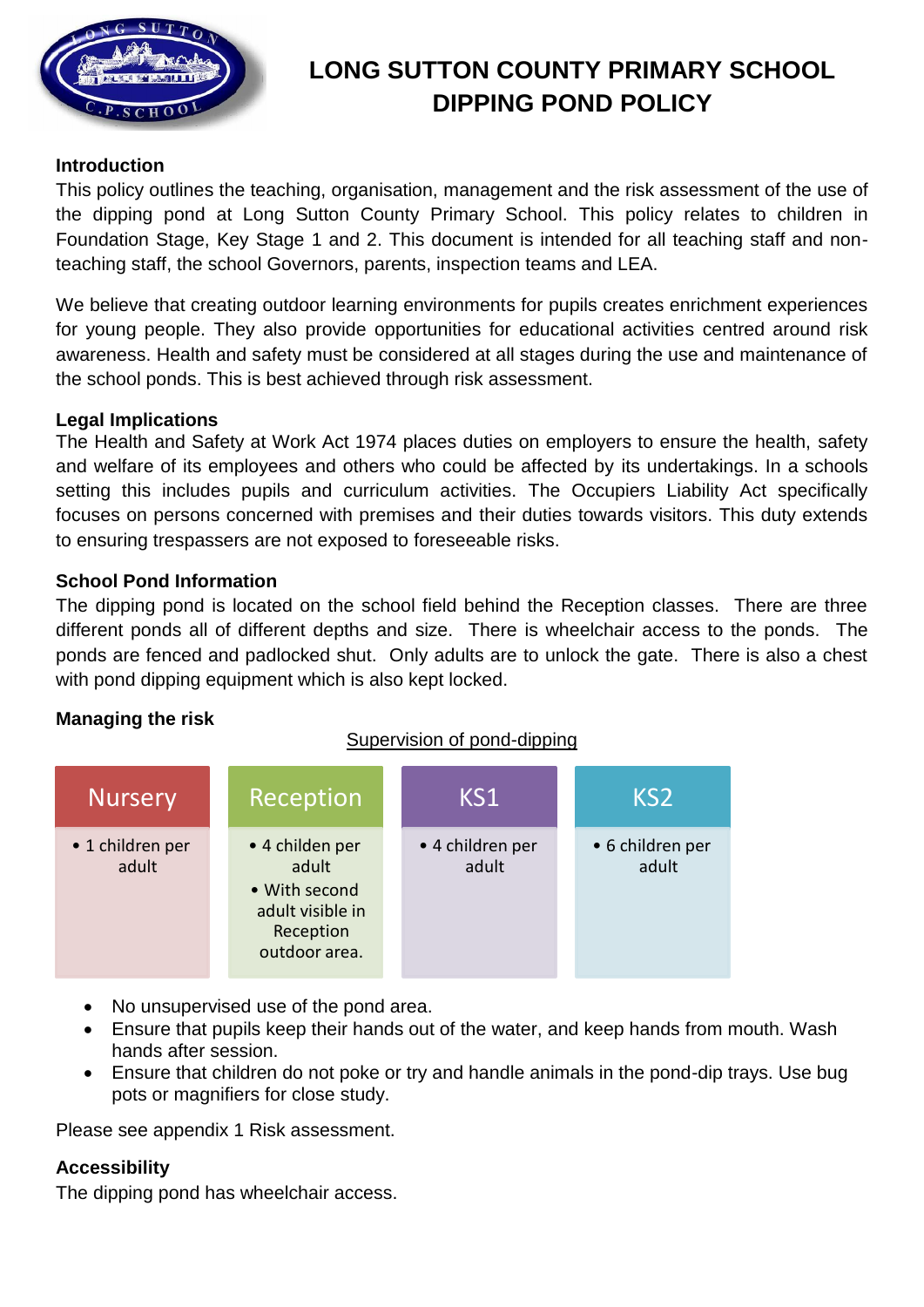# LONG SUTTON COUNTY PRIMARY SCHOOL
# DIPPING POND POLICY

**Introduction**

This policy outlines the teaching, organisation, management and the risk assessment of the use of the dipping pond at Long Sutton County Primary School. This policy relates to children in Foundation Stage, Key Stage 1 and 2. This document is intended for all teaching staff and non-teaching staff, the school Governors, parents, inspection teams and LEA.

We believe that creating outdoor learning environments for pupils creates enrichment experiences for young people. They also provide opportunities for educational activities centred around risk awareness. Health and safety must be considered at all stages during the use and maintenance of the school ponds. This is best achieved through risk assessment.

**Legal Implications**

The Health and Safety at Work Act 1974 places duties on employers to ensure the health, safety and welfare of its employees and others who could be affected by its undertakings. In a schools setting this includes pupils and curriculum activities. The Occupiers Liability Act specifically focuses on persons concerned with premises and their duties towards visitors. This duty extends to ensuring trespassers are not exposed to foreseeable risks.

**School Pond Information**

The dipping pond is located on the school field behind the Reception classes. There are three different ponds all of different depths and size. There is wheelchair access to the ponds. The ponds are fenced and padlocked shut. Only adults are to unlock the gate. There is also a chest with pond dipping equipment which is also kept locked.

**Managing the risk**

Supervision of pond-dipping

| Nursery | Reception | KS1 | KS2 |
|---|---|---|---|
| • 1 children per adult | • 4 childen per adult<br>• With second adult visible in Reception outdoor area. | • 4 children per adult | • 6 children per adult |

- No unsupervised use of the pond area.
- Ensure that pupils keep their hands out of the water, and keep hands from mouth. Wash hands after session.
- Ensure that children do not poke or try and handle animals in the pond-dip trays. Use bug pots or magnifiers for close study.

Please see appendix 1 Risk assessment.

**Accessibility**

The dipping pond has wheelchair access.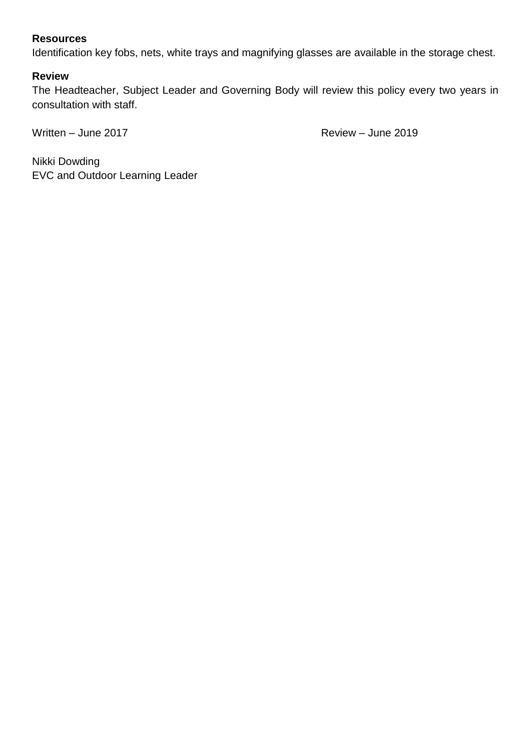**Resources**

Identification key fobs, nets, white trays and magnifying glasses are available in the storage chest.

**Review**

The Headteacher, Subject Leader and Governing Body will review this policy every two years in consultation with staff.

Written – June 2017 Review – June 2019

Nikki Dowding
EVC and Outdoor Learning Leader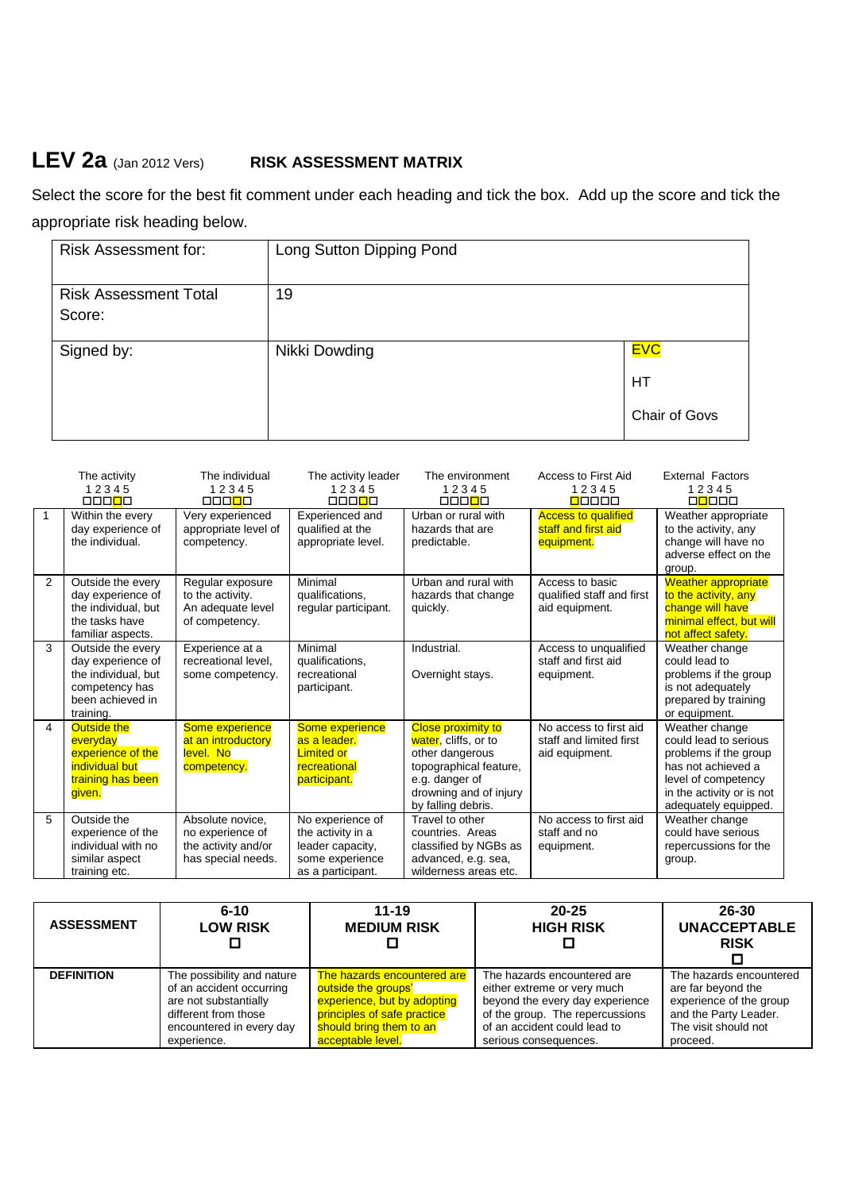# LEV 2a (Jan 2012 Vers) RISK ASSESSMENT MATRIX

Select the score for the best fit comment under each heading and tick the box. Add up the score and tick the appropriate risk heading below.

| Risk Assessment for: | Long Sutton Dipping Pond | |
|---|---|---|
| Risk Assessment Total Score: | 19 | |
| Signed by: | Nikki Dowding | EVC<br>HT<br>Chair of Govs |

| | The activity<br>1 2 3 4 5 | The individual<br>1 2 3 4 5 | The activity leader<br>1 2 3 4 5 | The environment<br>1 2 3 4 5 | Access to First Aid<br>1 2 3 4 5 | External Factors<br>1 2 3 4 5 |
|---|---|---|---|---|---|---|
| 1 | Within the every day experience of the individual. | Very experienced appropriate level of competency. | Experienced and qualified at the appropriate level. | Urban or rural with hazards that are predictable. | Access to qualified staff and first aid equipment. | Weather appropriate to the activity, any change will have no adverse effect on the group. |
| 2 | Outside the every day experience of the individual, but the tasks have familiar aspects. | Regular exposure to the activity. An adequate level of competency. | Minimal qualifications, regular participant. | Urban and rural with hazards that change quickly. | Access to basic qualified staff and first aid equipment. | Weather appropriate to the activity, any change will have minimal effect, but will not affect safety. |
| 3 | Outside the every day experience of the individual, but competency has been achieved in training. | Experience at a recreational level, some competency. | Minimal qualifications, recreational participant. | Industrial.<br>Overnight stays. | Access to unqualified staff and first aid equipment. | Weather change could lead to problems if the group is not adequately prepared by training or equipment. |
| 4 | Outside the everyday experience of the individual but training has been given. | Some experience at an introductory level. No competency. | Some experience as a leader. Limited or recreational participant. | Close proximity to water, cliffs, or to other dangerous topographical feature, e.g. danger of drowning and of injury by falling debris. | No access to first aid staff and limited first aid equipment. | Weather change could lead to serious problems if the group has not achieved a level of competency in the activity or is not adequately equipped. |
| 5 | Outside the experience of the individual with no similar aspect training etc. | Absolute novice, no experience of the activity and/or has special needs. | No experience of the activity in a leader capacity, some experience as a participant. | Travel to other countries. Areas classified by NGBs as advanced, e.g. sea, wilderness areas etc. | No access to first aid staff and no equipment. | Weather change could have serious repercussions for the group. |

| ASSESSMENT | 6-10<br>LOW RISK<br>☐ | 11-19<br>MEDIUM RISK<br>☐ | 20-25<br>HIGH RISK<br>☐ | 26-30<br>UNACCEPTABLE RISK<br>☐ |
|---|---|---|---|---|
| DEFINITION | The possibility and nature of an accident occurring are not substantially different from those encountered in every day experience. | The hazards encountered are outside the groups' experience, but by adopting principles of safe practice should bring them to an acceptable level. | The hazards encountered are either extreme or very much beyond the every day experience of the group. The repercussions of an accident could lead to serious consequences. | The hazards encountered are far beyond the experience of the group and the Party Leader. The visit should not proceed. |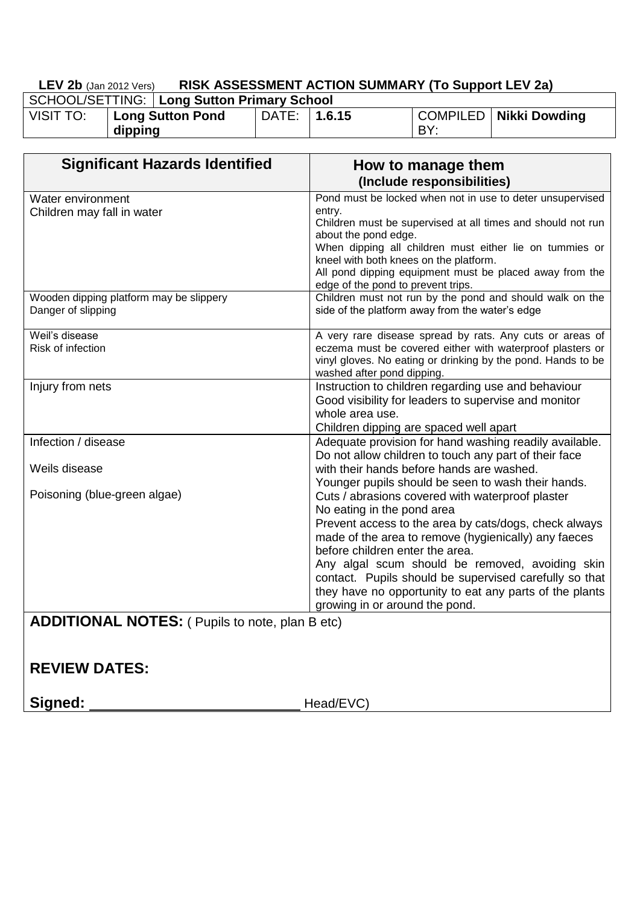**LEV 2b** (Jan 2012 Vers) **RISK ASSESSMENT ACTION SUMMARY (To Support LEV 2a)**

| | | | | | |
|---|---|---|---|---|---|
| SCHOOL/SETTING: | **Long Sutton Primary School** | | | | |
| VISIT TO: | **Long Sutton Pond dipping** | DATE: | **1.6.15** | COMPILED BY: | **Nikki Dowding** |

| **Significant Hazards Identified** | **How to manage them (Include responsibilities)** |
|---|---|
| Water environment<br>Children may fall in water | Pond must be locked when not in use to deter unsupervised entry.<br>Children must be supervised at all times and should not run about the pond edge.<br>When dipping all children must either lie on tummies or kneel with both knees on the platform.<br>All pond dipping equipment must be placed away from the edge of the pond to prevent trips. |
| Wooden dipping platform may be slippery<br>Danger of slipping | Children must not run by the pond and should walk on the side of the platform away from the water's edge |
| Weil's disease<br>Risk of infection | A very rare disease spread by rats. Any cuts or areas of eczema must be covered either with waterproof plasters or vinyl gloves. No eating or drinking by the pond. Hands to be washed after pond dipping. |
| Injury from nets | Instruction to children regarding use and behaviour<br>Good visibility for leaders to supervise and monitor whole area use.<br>Children dipping are spaced well apart |
| Infection / disease<br><br>Weils disease<br><br>Poisoning (blue-green algae) | Adequate provision for hand washing readily available.<br>Do not allow children to touch any part of their face with their hands before hands are washed.<br>Younger pupils should be seen to wash their hands.<br>Cuts / abrasions covered with waterproof plaster<br>No eating in the pond area<br>Prevent access to the area by cats/dogs, check always made of the area to remove (hygienically) any faeces before children enter the area.<br>Any algal scum should be removed, avoiding skin contact. Pupils should be supervised carefully so that they have no opportunity to eat any parts of the plants growing in or around the pond. |

**ADDITIONAL NOTES:** ( Pupils to note, plan B etc)

**REVIEW DATES:**

**Signed:** ___________________________ Head/EVC)